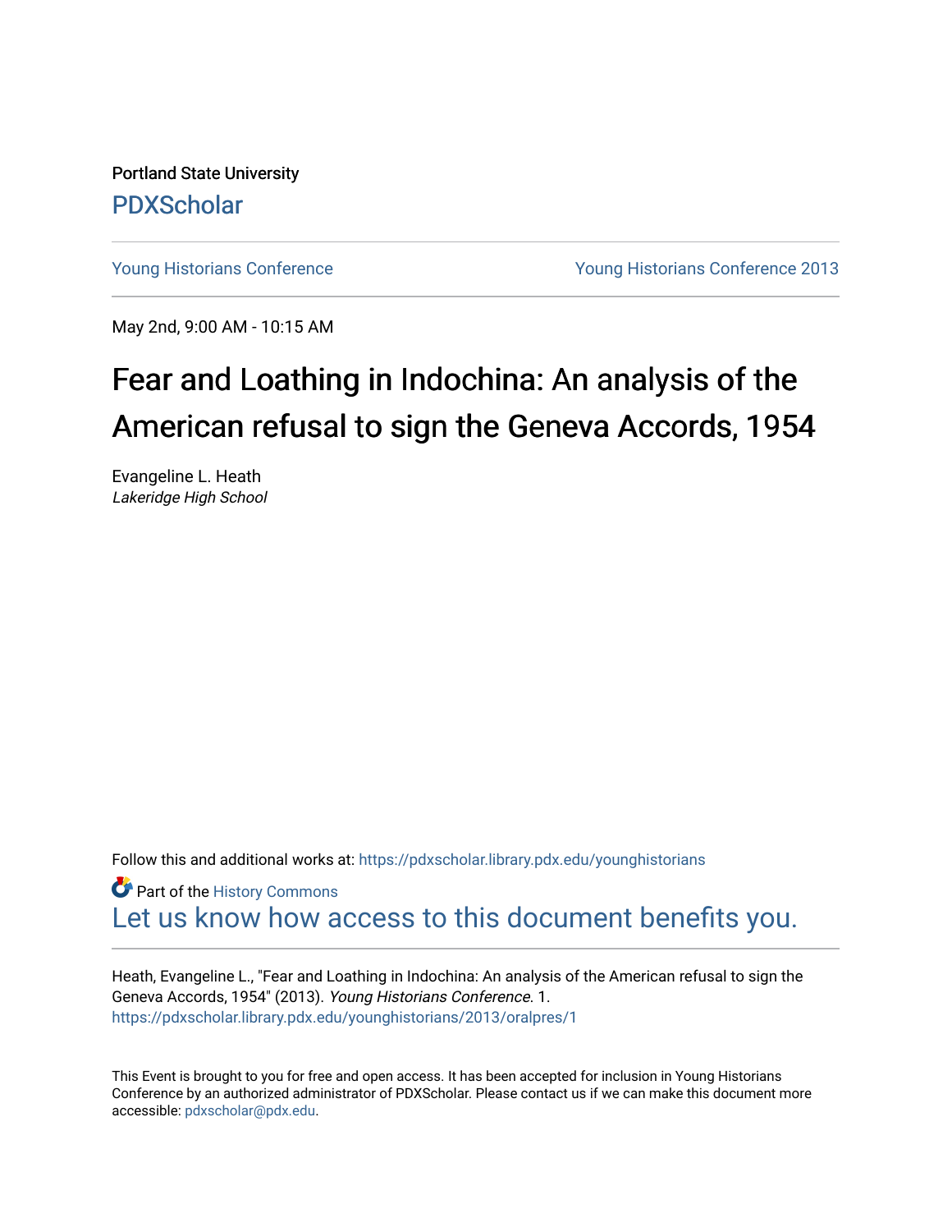Portland State University

PDXScholar

Young Historians Conference | Young Historians Conference 2013

May 2nd, 9:00 AM - 10:15 AM

# Fear and Loathing in Indochina: An analysis of the American refusal to sign the Geneva Accords, 1954

Evangeline L. Heath
*Lakeridge High School*

Follow this and additional works at: https://pdxscholar.library.pdx.edu/younghistorians

Part of the History Commons

Let us know how access to this document benefits you.

Heath, Evangeline L., "Fear and Loathing in Indochina: An analysis of the American refusal to sign the Geneva Accords, 1954" (2013). *Young Historians Conference*. 1.
https://pdxscholar.library.pdx.edu/younghistorians/2013/oralpres/1

This Event is brought to you for free and open access. It has been accepted for inclusion in Young Historians Conference by an authorized administrator of PDXScholar. Please contact us if we can make this document more accessible: pdxscholar@pdx.edu.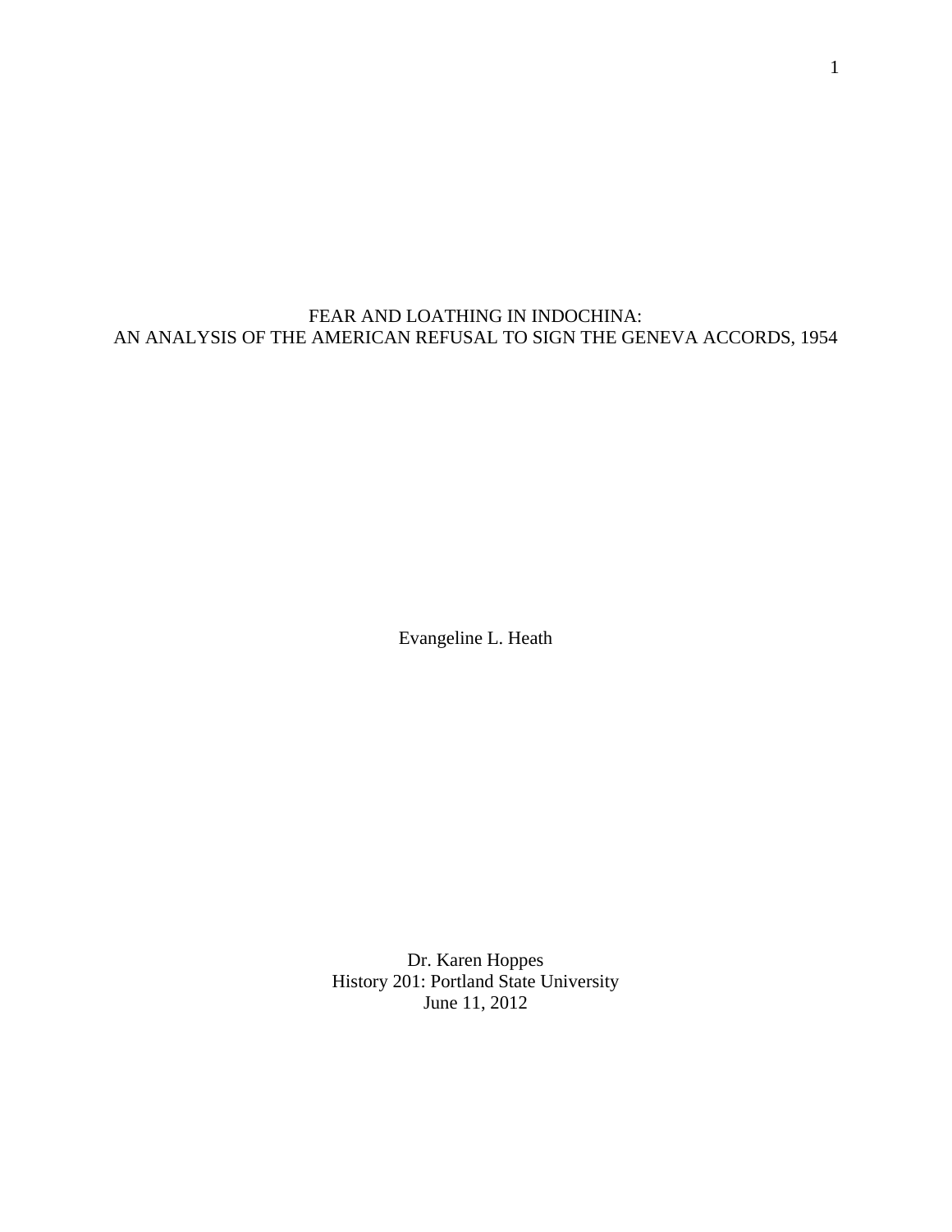# FEAR AND LOATHING IN INDOCHINA: AN ANALYSIS OF THE AMERICAN REFUSAL TO SIGN THE GENEVA ACCORDS, 1954

Evangeline L. Heath

Dr. Karen Hoppes
History 201: Portland State University
June 11, 2012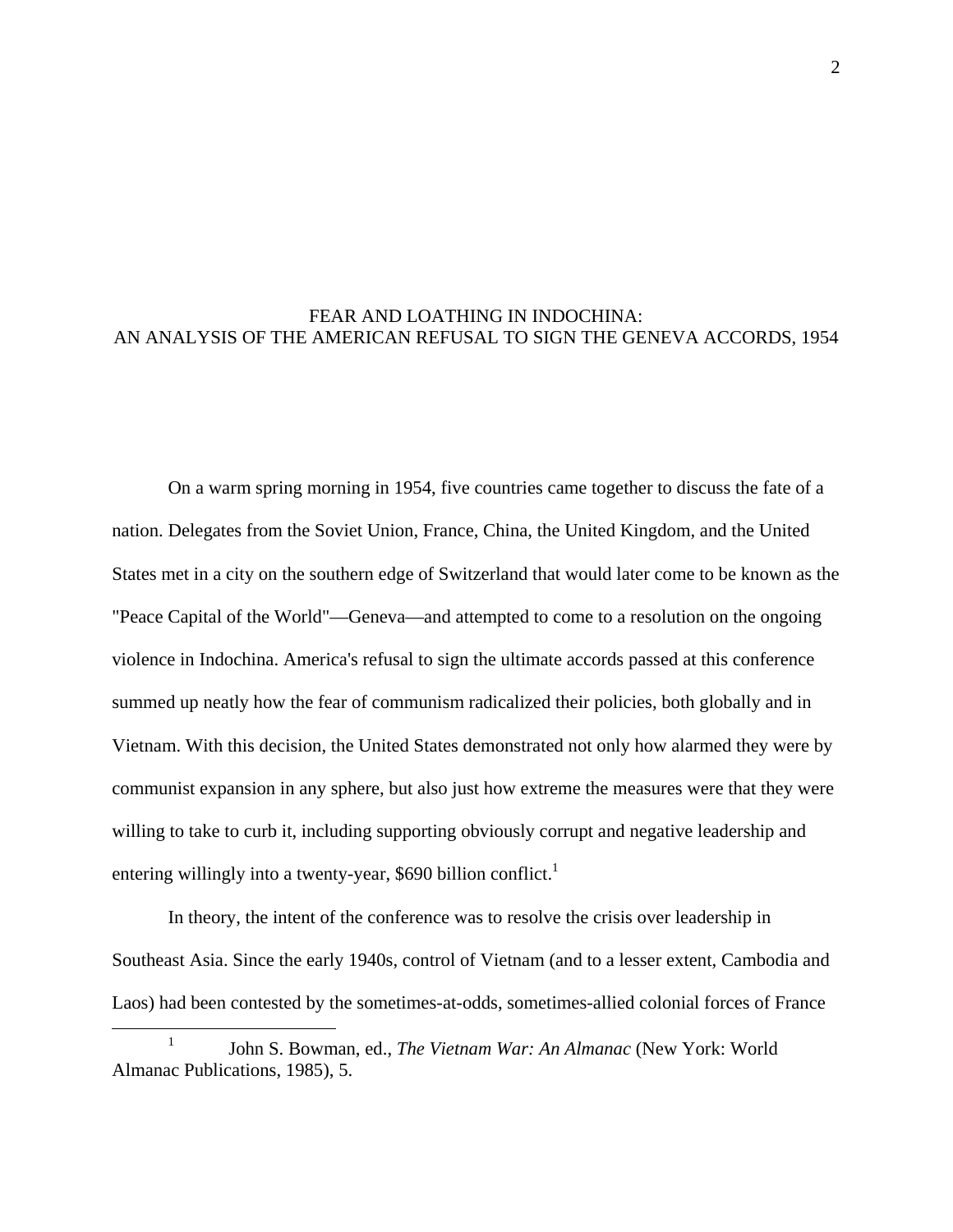# FEAR AND LOATHING IN INDOCHINA: AN ANALYSIS OF THE AMERICAN REFUSAL TO SIGN THE GENEVA ACCORDS, 1954

On a warm spring morning in 1954, five countries came together to discuss the fate of a nation. Delegates from the Soviet Union, France, China, the United Kingdom, and the United States met in a city on the southern edge of Switzerland that would later come to be known as the "Peace Capital of the World"—Geneva—and attempted to come to a resolution on the ongoing violence in Indochina. America's refusal to sign the ultimate accords passed at this conference summed up neatly how the fear of communism radicalized their policies, both globally and in Vietnam. With this decision, the United States demonstrated not only how alarmed they were by communist expansion in any sphere, but also just how extreme the measures were that they were willing to take to curb it, including supporting obviously corrupt and negative leadership and entering willingly into a twenty-year, $690 billion conflict.[1]

In theory, the intent of the conference was to resolve the crisis over leadership in Southeast Asia. Since the early 1940s, control of Vietnam (and to a lesser extent, Cambodia and Laos) had been contested by the sometimes-at-odds, sometimes-allied colonial forces of France

[1] John S. Bowman, ed., *The Vietnam War: An Almanac* (New York: World Almanac Publications, 1985), 5.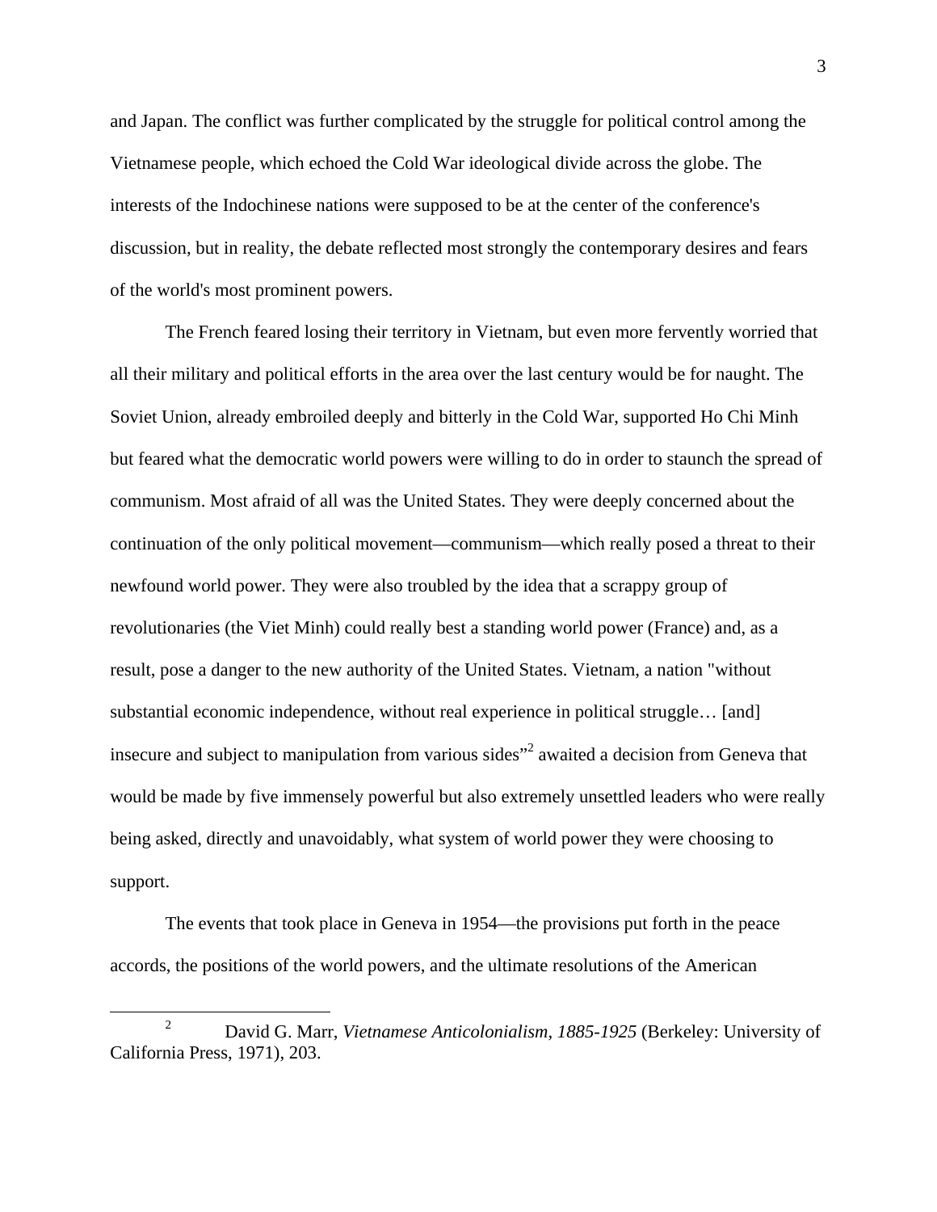and Japan. The conflict was further complicated by the struggle for political control among the Vietnamese people, which echoed the Cold War ideological divide across the globe. The interests of the Indochinese nations were supposed to be at the center of the conference's discussion, but in reality, the debate reflected most strongly the contemporary desires and fears of the world's most prominent powers.

The French feared losing their territory in Vietnam, but even more fervently worried that all their military and political efforts in the area over the last century would be for naught. The Soviet Union, already embroiled deeply and bitterly in the Cold War, supported Ho Chi Minh but feared what the democratic world powers were willing to do in order to staunch the spread of communism. Most afraid of all was the United States. They were deeply concerned about the continuation of the only political movement—communism—which really posed a threat to their newfound world power. They were also troubled by the idea that a scrappy group of revolutionaries (the Viet Minh) could really best a standing world power (France) and, as a result, pose a danger to the new authority of the United States. Vietnam, a nation "without substantial economic independence, without real experience in political struggle… [and] insecure and subject to manipulation from various sides"[2] awaited a decision from Geneva that would be made by five immensely powerful but also extremely unsettled leaders who were really being asked, directly and unavoidably, what system of world power they were choosing to support.

The events that took place in Geneva in 1954—the provisions put forth in the peace accords, the positions of the world powers, and the ultimate resolutions of the American

---

[2] David G. Marr, *Vietnamese Anticolonialism, 1885-1925* (Berkeley: University of California Press, 1971), 203.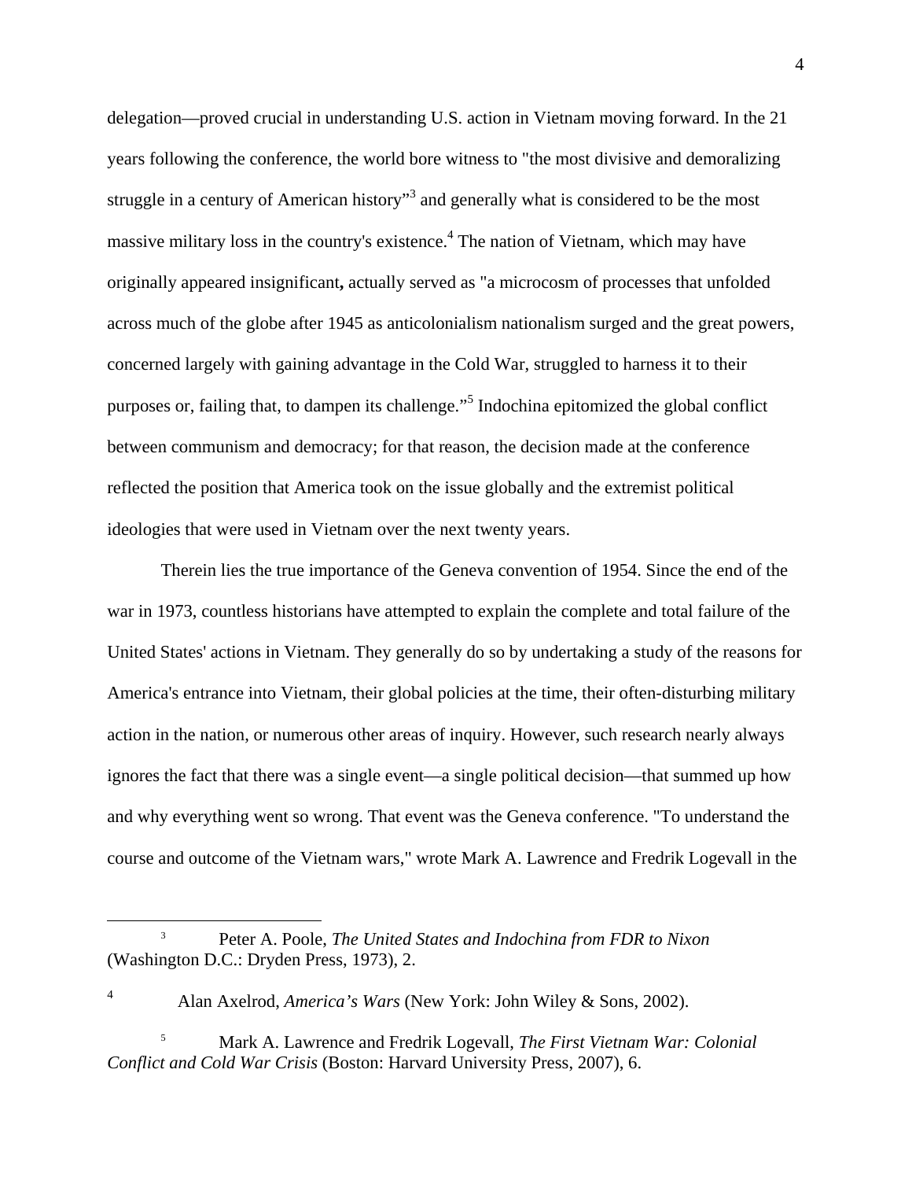delegation—proved crucial in understanding U.S. action in Vietnam moving forward. In the 21 years following the conference, the world bore witness to "the most divisive and demoralizing struggle in a century of American history"[3] and generally what is considered to be the most massive military loss in the country's existence.[4] The nation of Vietnam, which may have originally appeared insignificant**,** actually served as "a microcosm of processes that unfolded across much of the globe after 1945 as anticolonialism nationalism surged and the great powers, concerned largely with gaining advantage in the Cold War, struggled to harness it to their purposes or, failing that, to dampen its challenge."[5] Indochina epitomized the global conflict between communism and democracy; for that reason, the decision made at the conference reflected the position that America took on the issue globally and the extremist political ideologies that were used in Vietnam over the next twenty years.

Therein lies the true importance of the Geneva convention of 1954. Since the end of the war in 1973, countless historians have attempted to explain the complete and total failure of the United States' actions in Vietnam. They generally do so by undertaking a study of the reasons for America's entrance into Vietnam, their global policies at the time, their often-disturbing military action in the nation, or numerous other areas of inquiry. However, such research nearly always ignores the fact that there was a single event—a single political decision—that summed up how and why everything went so wrong. That event was the Geneva conference. "To understand the course and outcome of the Vietnam wars," wrote Mark A. Lawrence and Fredrik Logevall in the

---

[3] Peter A. Poole, *The United States and Indochina from FDR to Nixon* (Washington D.C.: Dryden Press, 1973), 2.

[4] Alan Axelrod, *America's Wars* (New York: John Wiley & Sons, 2002).

[5] Mark A. Lawrence and Fredrik Logevall, *The First Vietnam War: Colonial Conflict and Cold War Crisis* (Boston: Harvard University Press, 2007), 6.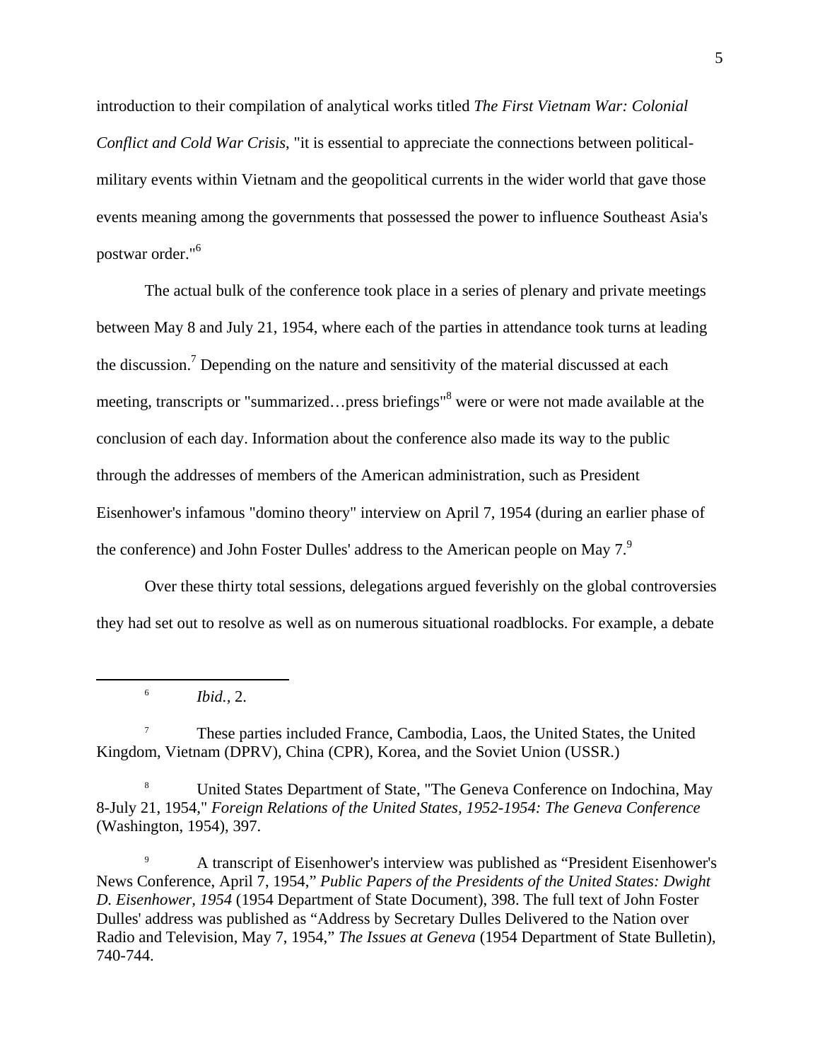introduction to their compilation of analytical works titled *The First Vietnam War: Colonial Conflict and Cold War Crisis*, "it is essential to appreciate the connections between political-military events within Vietnam and the geopolitical currents in the wider world that gave those events meaning among the governments that possessed the power to influence Southeast Asia's postwar order."[6]

The actual bulk of the conference took place in a series of plenary and private meetings between May 8 and July 21, 1954, where each of the parties in attendance took turns at leading the discussion.[7] Depending on the nature and sensitivity of the material discussed at each meeting, transcripts or "summarized…press briefings"[8] were or were not made available at the conclusion of each day. Information about the conference also made its way to the public through the addresses of members of the American administration, such as President Eisenhower's infamous "domino theory" interview on April 7, 1954 (during an earlier phase of the conference) and John Foster Dulles' address to the American people on May 7.[9]

Over these thirty total sessions, delegations argued feverishly on the global controversies they had set out to resolve as well as on numerous situational roadblocks. For example, a debate

---

[6] *Ibid.*, 2.

[7] These parties included France, Cambodia, Laos, the United States, the United Kingdom, Vietnam (DPRV), China (CPR), Korea, and the Soviet Union (USSR.)

[8] United States Department of State, "The Geneva Conference on Indochina, May 8-July 21, 1954," *Foreign Relations of the United States, 1952-1954: The Geneva Conference* (Washington, 1954), 397.

[9] A transcript of Eisenhower's interview was published as "President Eisenhower's News Conference, April 7, 1954," *Public Papers of the Presidents of the United States: Dwight D. Eisenhower, 1954* (1954 Department of State Document), 398. The full text of John Foster Dulles' address was published as "Address by Secretary Dulles Delivered to the Nation over Radio and Television, May 7, 1954," *The Issues at Geneva* (1954 Department of State Bulletin), 740-744.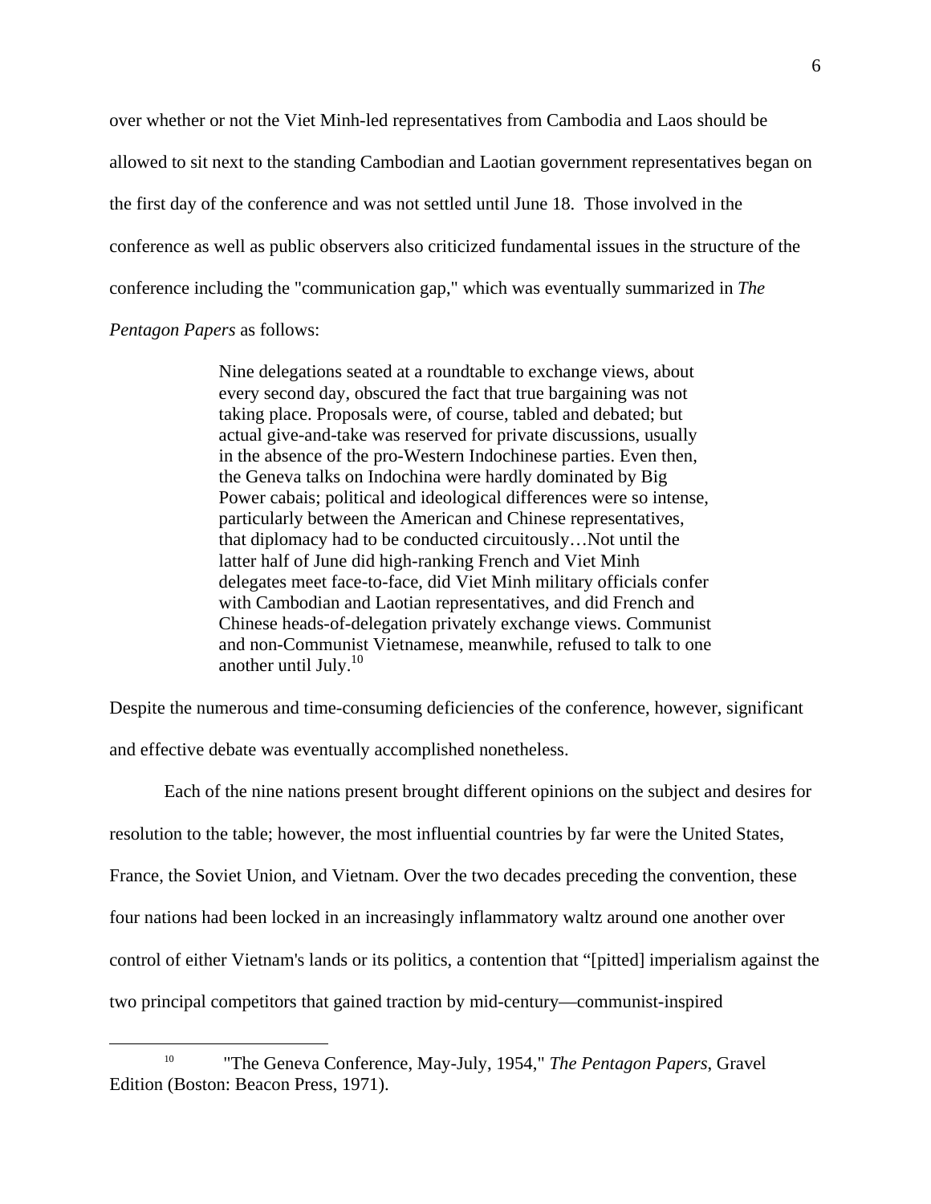over whether or not the Viet Minh-led representatives from Cambodia and Laos should be allowed to sit next to the standing Cambodian and Laotian government representatives began on the first day of the conference and was not settled until June 18. Those involved in the conference as well as public observers also criticized fundamental issues in the structure of the conference including the "communication gap," which was eventually summarized in *The Pentagon Papers* as follows:

> Nine delegations seated at a roundtable to exchange views, about every second day, obscured the fact that true bargaining was not taking place. Proposals were, of course, tabled and debated; but actual give-and-take was reserved for private discussions, usually in the absence of the pro-Western Indochinese parties. Even then, the Geneva talks on Indochina were hardly dominated by Big Power cabais; political and ideological differences were so intense, particularly between the American and Chinese representatives, that diplomacy had to be conducted circuitously…Not until the latter half of June did high-ranking French and Viet Minh delegates meet face-to-face, did Viet Minh military officials confer with Cambodian and Laotian representatives, and did French and Chinese heads-of-delegation privately exchange views. Communist and non-Communist Vietnamese, meanwhile, refused to talk to one another until July.[10]

Despite the numerous and time-consuming deficiencies of the conference, however, significant and effective debate was eventually accomplished nonetheless.

Each of the nine nations present brought different opinions on the subject and desires for resolution to the table; however, the most influential countries by far were the United States, France, the Soviet Union, and Vietnam. Over the two decades preceding the convention, these four nations had been locked in an increasingly inflammatory waltz around one another over control of either Vietnam's lands or its politics, a contention that "[pitted] imperialism against the two principal competitors that gained traction by mid-century—communist-inspired

---

[10] "The Geneva Conference, May-July, 1954," *The Pentagon Papers*, Gravel Edition (Boston: Beacon Press, 1971).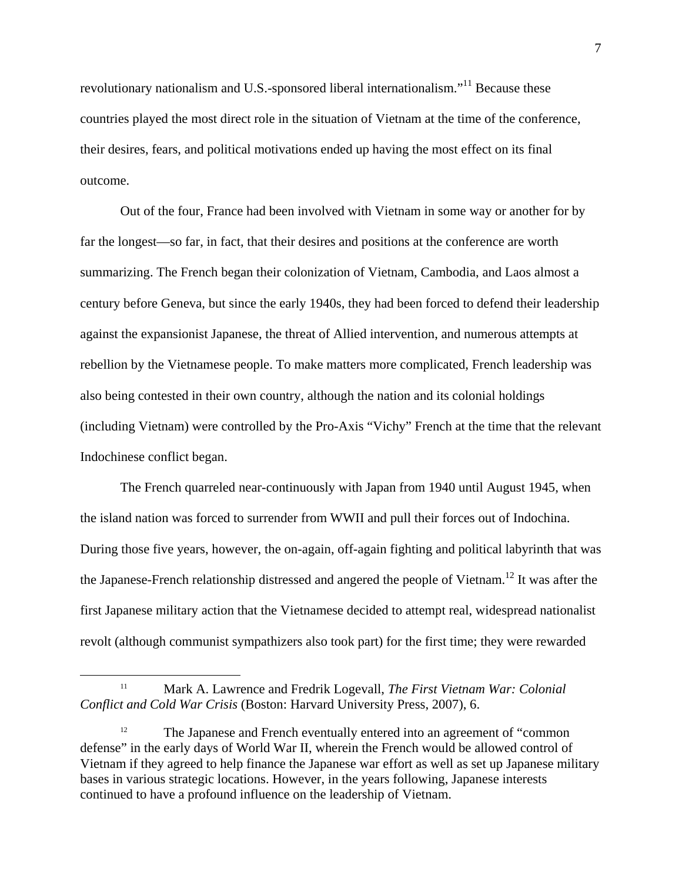revolutionary nationalism and U.S.-sponsored liberal internationalism."[11] Because these countries played the most direct role in the situation of Vietnam at the time of the conference, their desires, fears, and political motivations ended up having the most effect on its final outcome.

Out of the four, France had been involved with Vietnam in some way or another for by far the longest—so far, in fact, that their desires and positions at the conference are worth summarizing. The French began their colonization of Vietnam, Cambodia, and Laos almost a century before Geneva, but since the early 1940s, they had been forced to defend their leadership against the expansionist Japanese, the threat of Allied intervention, and numerous attempts at rebellion by the Vietnamese people. To make matters more complicated, French leadership was also being contested in their own country, although the nation and its colonial holdings (including Vietnam) were controlled by the Pro-Axis "Vichy" French at the time that the relevant Indochinese conflict began.

The French quarreled near-continuously with Japan from 1940 until August 1945, when the island nation was forced to surrender from WWII and pull their forces out of Indochina. During those five years, however, the on-again, off-again fighting and political labyrinth that was the Japanese-French relationship distressed and angered the people of Vietnam.[12] It was after the first Japanese military action that the Vietnamese decided to attempt real, widespread nationalist revolt (although communist sympathizers also took part) for the first time; they were rewarded

---

[11] Mark A. Lawrence and Fredrik Logevall, *The First Vietnam War: Colonial Conflict and Cold War Crisis* (Boston: Harvard University Press, 2007), 6.

[12] The Japanese and French eventually entered into an agreement of "common defense" in the early days of World War II, wherein the French would be allowed control of Vietnam if they agreed to help finance the Japanese war effort as well as set up Japanese military bases in various strategic locations. However, in the years following, Japanese interests continued to have a profound influence on the leadership of Vietnam.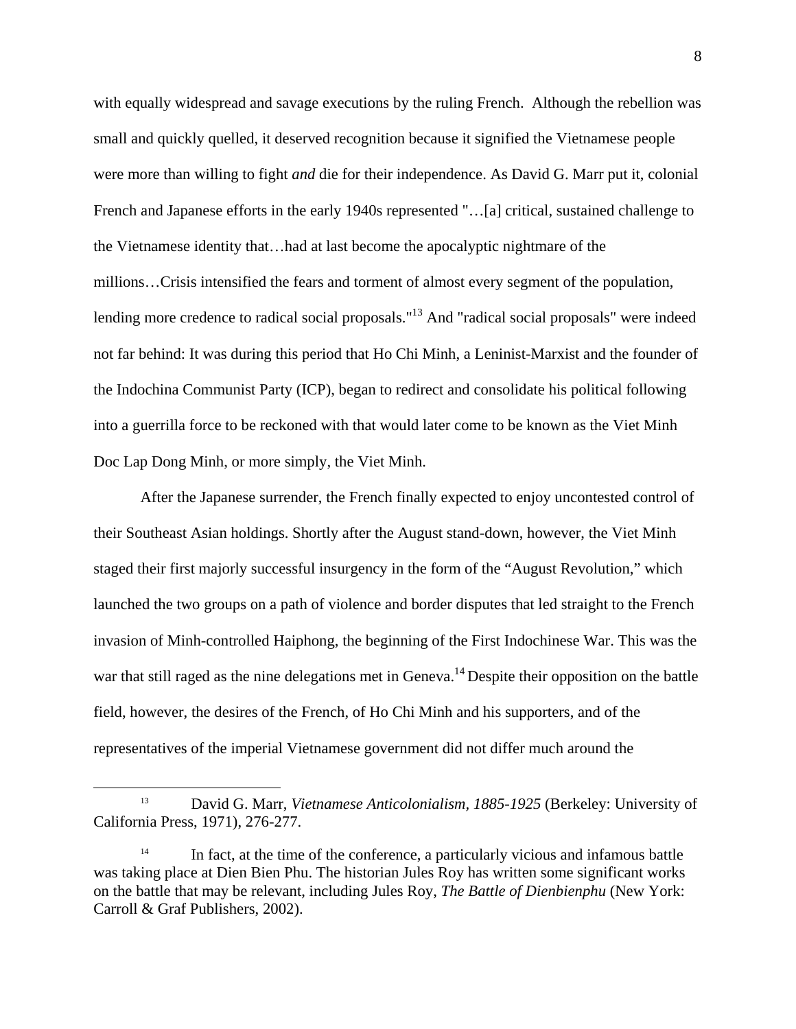with equally widespread and savage executions by the ruling French. Although the rebellion was small and quickly quelled, it deserved recognition because it signified the Vietnamese people were more than willing to fight *and* die for their independence. As David G. Marr put it, colonial French and Japanese efforts in the early 1940s represented "…[a] critical, sustained challenge to the Vietnamese identity that…had at last become the apocalyptic nightmare of the millions…Crisis intensified the fears and torment of almost every segment of the population, lending more credence to radical social proposals."[13] And "radical social proposals" were indeed not far behind: It was during this period that Ho Chi Minh, a Leninist-Marxist and the founder of the Indochina Communist Party (ICP), began to redirect and consolidate his political following into a guerrilla force to be reckoned with that would later come to be known as the Viet Minh Doc Lap Dong Minh, or more simply, the Viet Minh.

After the Japanese surrender, the French finally expected to enjoy uncontested control of their Southeast Asian holdings. Shortly after the August stand-down, however, the Viet Minh staged their first majorly successful insurgency in the form of the "August Revolution," which launched the two groups on a path of violence and border disputes that led straight to the French invasion of Minh-controlled Haiphong, the beginning of the First Indochinese War. This was the war that still raged as the nine delegations met in Geneva.[14] Despite their opposition on the battle field, however, the desires of the French, of Ho Chi Minh and his supporters, and of the representatives of the imperial Vietnamese government did not differ much around the

---

[13] David G. Marr, *Vietnamese Anticolonialism, 1885-1925* (Berkeley: University of California Press, 1971), 276-277.

[14] In fact, at the time of the conference, a particularly vicious and infamous battle was taking place at Dien Bien Phu. The historian Jules Roy has written some significant works on the battle that may be relevant, including Jules Roy, *The Battle of Dienbienphu* (New York: Carroll & Graf Publishers, 2002).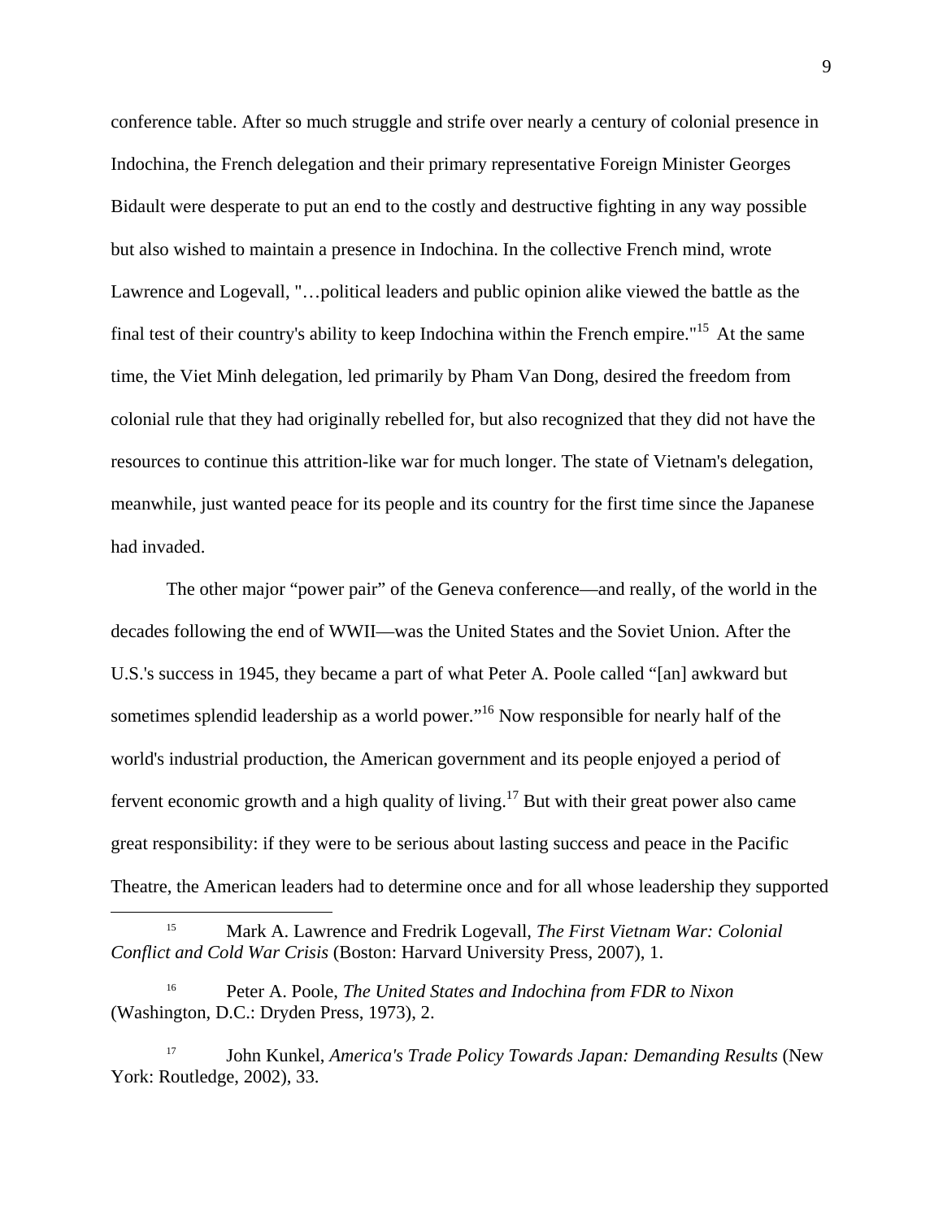conference table. After so much struggle and strife over nearly a century of colonial presence in Indochina, the French delegation and their primary representative Foreign Minister Georges Bidault were desperate to put an end to the costly and destructive fighting in any way possible but also wished to maintain a presence in Indochina. In the collective French mind, wrote Lawrence and Logevall, "…political leaders and public opinion alike viewed the battle as the final test of their country's ability to keep Indochina within the French empire."[15] At the same time, the Viet Minh delegation, led primarily by Pham Van Dong, desired the freedom from colonial rule that they had originally rebelled for, but also recognized that they did not have the resources to continue this attrition-like war for much longer. The state of Vietnam's delegation, meanwhile, just wanted peace for its people and its country for the first time since the Japanese had invaded.

The other major "power pair" of the Geneva conference—and really, of the world in the decades following the end of WWII—was the United States and the Soviet Union. After the U.S.'s success in 1945, they became a part of what Peter A. Poole called "[an] awkward but sometimes splendid leadership as a world power."[16] Now responsible for nearly half of the world's industrial production, the American government and its people enjoyed a period of fervent economic growth and a high quality of living.[17] But with their great power also came great responsibility: if they were to be serious about lasting success and peace in the Pacific Theatre, the American leaders had to determine once and for all whose leadership they supported

---

[15] Mark A. Lawrence and Fredrik Logevall, *The First Vietnam War: Colonial Conflict and Cold War Crisis* (Boston: Harvard University Press, 2007), 1.

[16] Peter A. Poole, *The United States and Indochina from FDR to Nixon* (Washington, D.C.: Dryden Press, 1973), 2.

[17] John Kunkel, *America's Trade Policy Towards Japan: Demanding Results* (New York: Routledge, 2002), 33.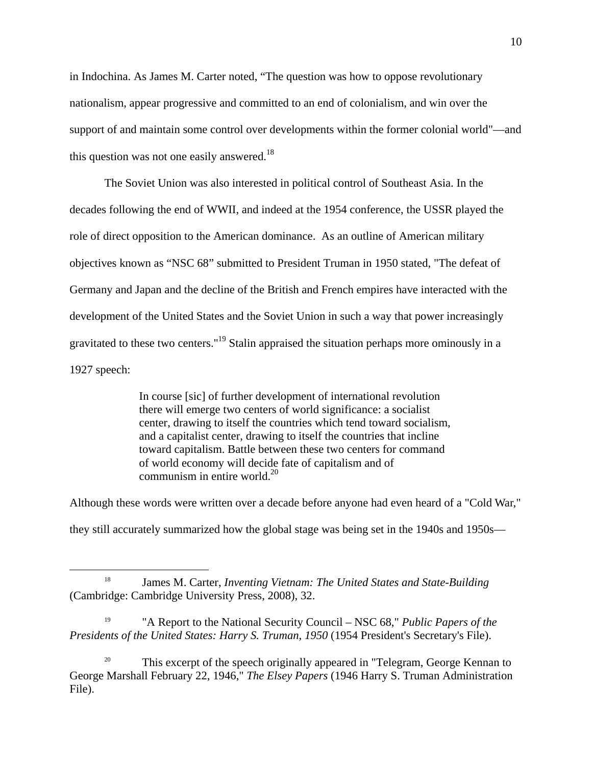in Indochina. As James M. Carter noted, “The question was how to oppose revolutionary nationalism, appear progressive and committed to an end of colonialism, and win over the support of and maintain some control over developments within the former colonial world"—and this question was not one easily answered.[18]

The Soviet Union was also interested in political control of Southeast Asia. In the decades following the end of WWII, and indeed at the 1954 conference, the USSR played the role of direct opposition to the American dominance. As an outline of American military objectives known as “NSC 68” submitted to President Truman in 1950 stated, "The defeat of Germany and Japan and the decline of the British and French empires have interacted with the development of the United States and the Soviet Union in such a way that power increasingly gravitated to these two centers."[19] Stalin appraised the situation perhaps more ominously in a 1927 speech:

> In course [sic] of further development of international revolution there will emerge two centers of world significance: a socialist center, drawing to itself the countries which tend toward socialism, and a capitalist center, drawing to itself the countries that incline toward capitalism. Battle between these two centers for command of world economy will decide fate of capitalism and of communism in entire world.[20]

Although these words were written over a decade before anyone had even heard of a "Cold War," they still accurately summarized how the global stage was being set in the 1940s and 1950s—

---

[18] James M. Carter, *Inventing Vietnam: The United States and State-Building* (Cambridge: Cambridge University Press, 2008), 32.

[19] "A Report to the National Security Council – NSC 68," *Public Papers of the Presidents of the United States: Harry S. Truman, 1950* (1954 President's Secretary's File).

[20] This excerpt of the speech originally appeared in "Telegram, George Kennan to George Marshall February 22, 1946," *The Elsey Papers* (1946 Harry S. Truman Administration File).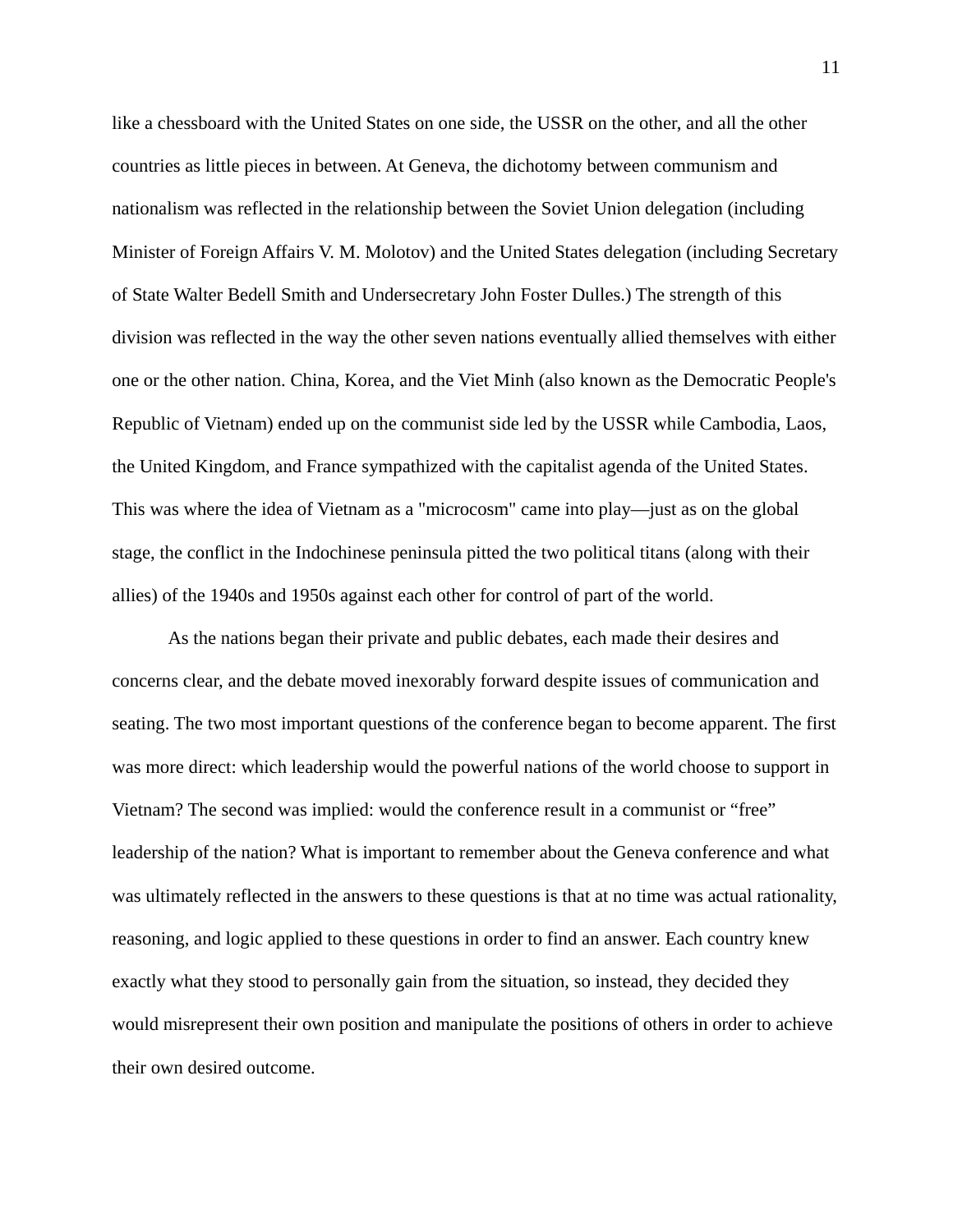like a chessboard with the United States on one side, the USSR on the other, and all the other countries as little pieces in between. At Geneva, the dichotomy between communism and nationalism was reflected in the relationship between the Soviet Union delegation (including Minister of Foreign Affairs V. M. Molotov) and the United States delegation (including Secretary of State Walter Bedell Smith and Undersecretary John Foster Dulles.) The strength of this division was reflected in the way the other seven nations eventually allied themselves with either one or the other nation. China, Korea, and the Viet Minh (also known as the Democratic People's Republic of Vietnam) ended up on the communist side led by the USSR while Cambodia, Laos, the United Kingdom, and France sympathized with the capitalist agenda of the United States. This was where the idea of Vietnam as a "microcosm" came into play—just as on the global stage, the conflict in the Indochinese peninsula pitted the two political titans (along with their allies) of the 1940s and 1950s against each other for control of part of the world.

As the nations began their private and public debates, each made their desires and concerns clear, and the debate moved inexorably forward despite issues of communication and seating. The two most important questions of the conference began to become apparent. The first was more direct: which leadership would the powerful nations of the world choose to support in Vietnam? The second was implied: would the conference result in a communist or “free” leadership of the nation? What is important to remember about the Geneva conference and what was ultimately reflected in the answers to these questions is that at no time was actual rationality, reasoning, and logic applied to these questions in order to find an answer. Each country knew exactly what they stood to personally gain from the situation, so instead, they decided they would misrepresent their own position and manipulate the positions of others in order to achieve their own desired outcome.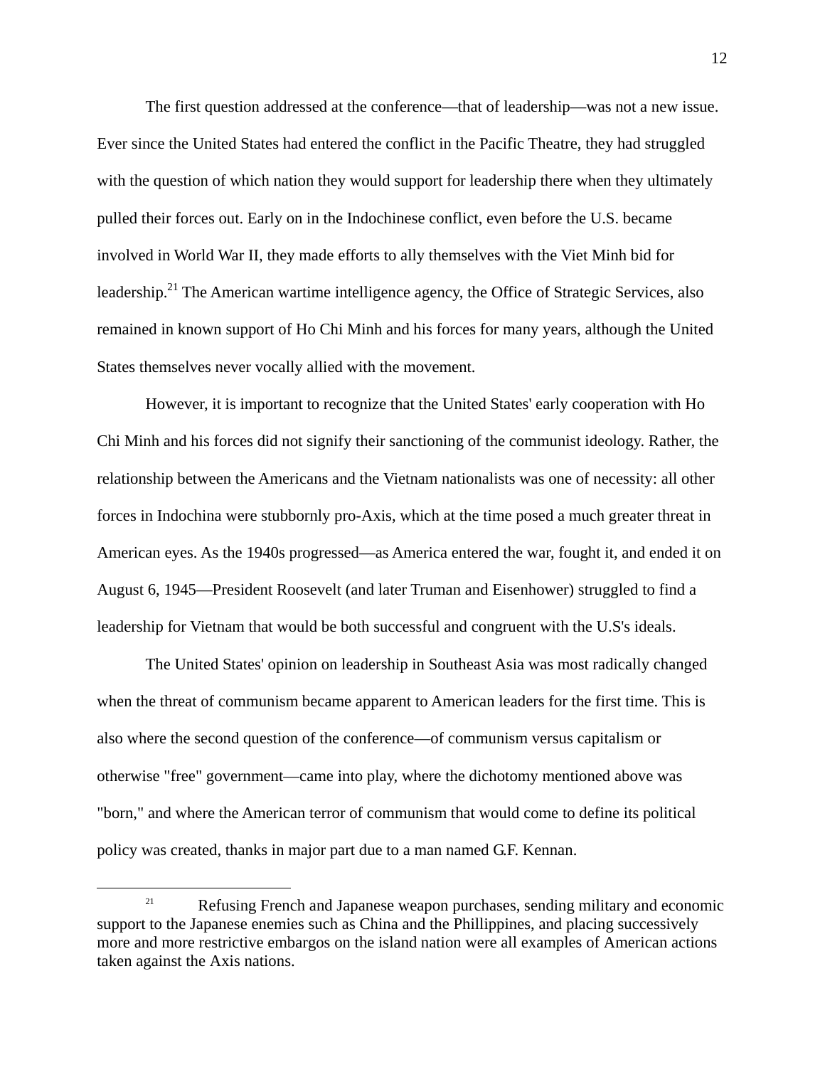The first question addressed at the conference—that of leadership—was not a new issue. Ever since the United States had entered the conflict in the Pacific Theatre, they had struggled with the question of which nation they would support for leadership there when they ultimately pulled their forces out. Early on in the Indochinese conflict, even before the U.S. became involved in World War II, they made efforts to ally themselves with the Viet Minh bid for leadership.[21] The American wartime intelligence agency, the Office of Strategic Services, also remained in known support of Ho Chi Minh and his forces for many years, although the United States themselves never vocally allied with the movement.

However, it is important to recognize that the United States' early cooperation with Ho Chi Minh and his forces did not signify their sanctioning of the communist ideology. Rather, the relationship between the Americans and the Vietnam nationalists was one of necessity: all other forces in Indochina were stubbornly pro-Axis, which at the time posed a much greater threat in American eyes. As the 1940s progressed—as America entered the war, fought it, and ended it on August 6, 1945—President Roosevelt (and later Truman and Eisenhower) struggled to find a leadership for Vietnam that would be both successful and congruent with the U.S's ideals.

The United States' opinion on leadership in Southeast Asia was most radically changed when the threat of communism became apparent to American leaders for the first time. This is also where the second question of the conference—of communism versus capitalism or otherwise "free" government—came into play, where the dichotomy mentioned above was "born," and where the American terror of communism that would come to define its political policy was created, thanks in major part due to a man named G.F. Kennan.

---

[21] Refusing French and Japanese weapon purchases, sending military and economic support to the Japanese enemies such as China and the Phillippines, and placing successively more and more restrictive embargos on the island nation were all examples of American actions taken against the Axis nations.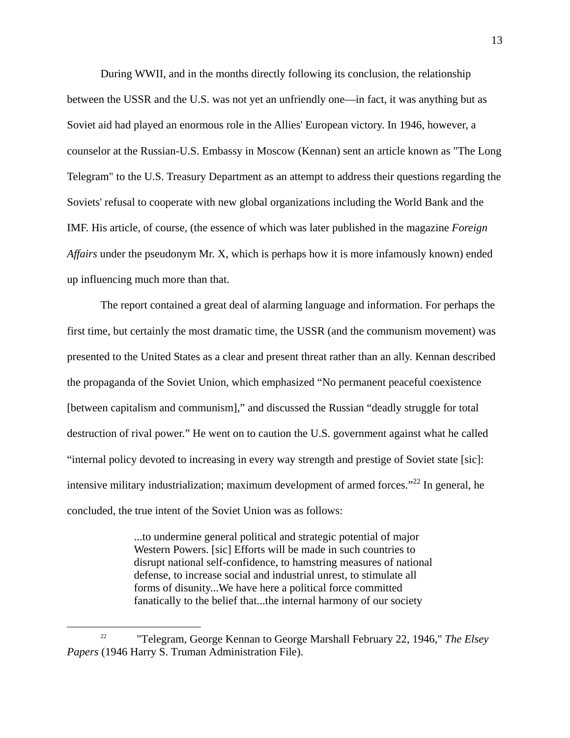During WWII, and in the months directly following its conclusion, the relationship between the USSR and the U.S. was not yet an unfriendly one—in fact, it was anything but as Soviet aid had played an enormous role in the Allies' European victory. In 1946, however, a counselor at the Russian-U.S. Embassy in Moscow (Kennan) sent an article known as "The Long Telegram" to the U.S. Treasury Department as an attempt to address their questions regarding the Soviets' refusal to cooperate with new global organizations including the World Bank and the IMF. His article, of course, (the essence of which was later published in the magazine *Foreign Affairs* under the pseudonym Mr. X, which is perhaps how it is more infamously known) ended up influencing much more than that.

The report contained a great deal of alarming language and information. For perhaps the first time, but certainly the most dramatic time, the USSR (and the communism movement) was presented to the United States as a clear and present threat rather than an ally. Kennan described the propaganda of the Soviet Union, which emphasized "No permanent peaceful coexistence [between capitalism and communism]," and discussed the Russian "deadly struggle for total destruction of rival power." He went on to caution the U.S. government against what he called "internal policy devoted to increasing in every way strength and prestige of Soviet state [sic]: intensive military industrialization; maximum development of armed forces."[22] In general, he concluded, the true intent of the Soviet Union was as follows:

> ...to undermine general political and strategic potential of major Western Powers. [sic] Efforts will be made in such countries to disrupt national self-confidence, to hamstring measures of national defense, to increase social and industrial unrest, to stimulate all forms of disunity...We have here a political force committed fanatically to the belief that...the internal harmony of our society

---

[22] "Telegram, George Kennan to George Marshall February 22, 1946," *The Elsey Papers* (1946 Harry S. Truman Administration File).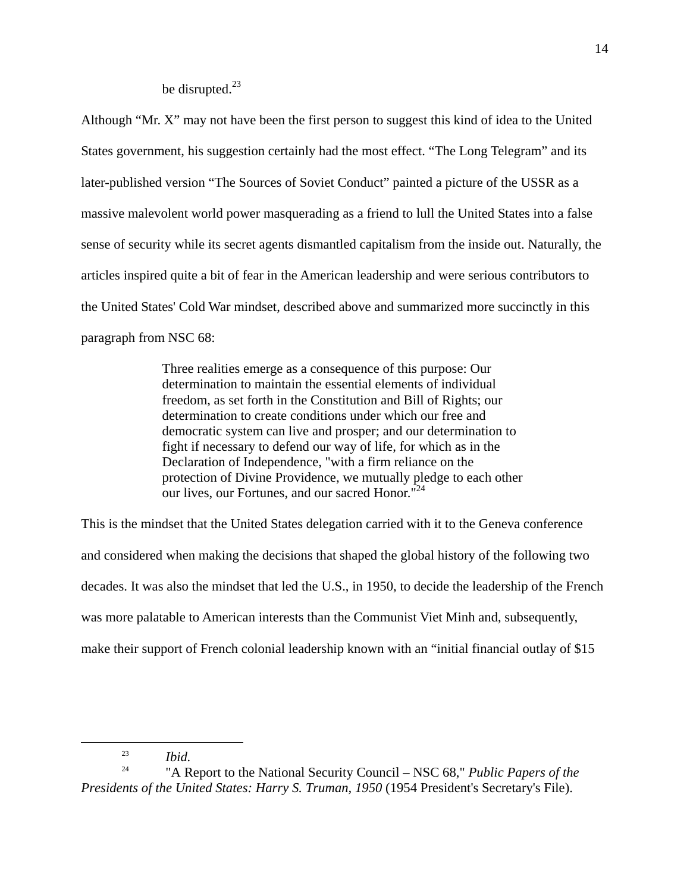be disrupted.[23]

Although "Mr. X" may not have been the first person to suggest this kind of idea to the United States government, his suggestion certainly had the most effect. "The Long Telegram" and its later-published version "The Sources of Soviet Conduct" painted a picture of the USSR as a massive malevolent world power masquerading as a friend to lull the United States into a false sense of security while its secret agents dismantled capitalism from the inside out. Naturally, the articles inspired quite a bit of fear in the American leadership and were serious contributors to the United States' Cold War mindset, described above and summarized more succinctly in this paragraph from NSC 68:

> Three realities emerge as a consequence of this purpose: Our determination to maintain the essential elements of individual freedom, as set forth in the Constitution and Bill of Rights; our determination to create conditions under which our free and democratic system can live and prosper; and our determination to fight if necessary to defend our way of life, for which as in the Declaration of Independence, "with a firm reliance on the protection of Divine Providence, we mutually pledge to each other our lives, our Fortunes, and our sacred Honor."[24]

This is the mindset that the United States delegation carried with it to the Geneva conference and considered when making the decisions that shaped the global history of the following two decades. It was also the mindset that led the U.S., in 1950, to decide the leadership of the French was more palatable to American interests than the Communist Viet Minh and, subsequently, make their support of French colonial leadership known with an "initial financial outlay of $15

---

[23] *Ibid.*

[24] "A Report to the National Security Council – NSC 68," *Public Papers of the Presidents of the United States: Harry S. Truman, 1950* (1954 President's Secretary's File).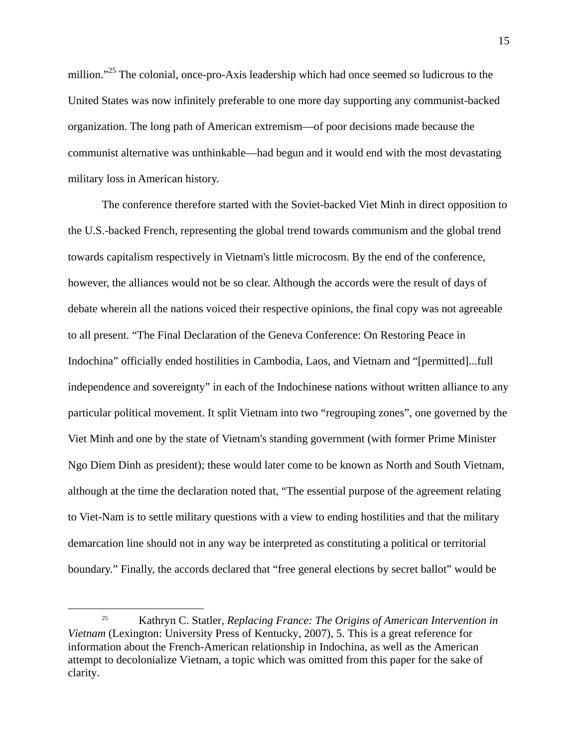million."[25] The colonial, once-pro-Axis leadership which had once seemed so ludicrous to the United States was now infinitely preferable to one more day supporting any communist-backed organization. The long path of American extremism—of poor decisions made because the communist alternative was unthinkable—had begun and it would end with the most devastating military loss in American history.

The conference therefore started with the Soviet-backed Viet Minh in direct opposition to the U.S.-backed French, representing the global trend towards communism and the global trend towards capitalism respectively in Vietnam's little microcosm. By the end of the conference, however, the alliances would not be so clear. Although the accords were the result of days of debate wherein all the nations voiced their respective opinions, the final copy was not agreeable to all present. "The Final Declaration of the Geneva Conference: On Restoring Peace in Indochina" officially ended hostilities in Cambodia, Laos, and Vietnam and "[permitted]...full independence and sovereignty" in each of the Indochinese nations without written alliance to any particular political movement. It split Vietnam into two "regrouping zones", one governed by the Viet Minh and one by the state of Vietnam's standing government (with former Prime Minister Ngo Diem Dinh as president); these would later come to be known as North and South Vietnam, although at the time the declaration noted that, "The essential purpose of the agreement relating to Viet-Nam is to settle military questions with a view to ending hostilities and that the military demarcation line should not in any way be interpreted as constituting a political or territorial boundary." Finally, the accords declared that "free general elections by secret ballot" would be

---

[25] Kathryn C. Statler, *Replacing France: The Origins of American Intervention in Vietnam* (Lexington: University Press of Kentucky, 2007), 5. This is a great reference for information about the French-American relationship in Indochina, as well as the American attempt to decolonialize Vietnam, a topic which was omitted from this paper for the sake of clarity.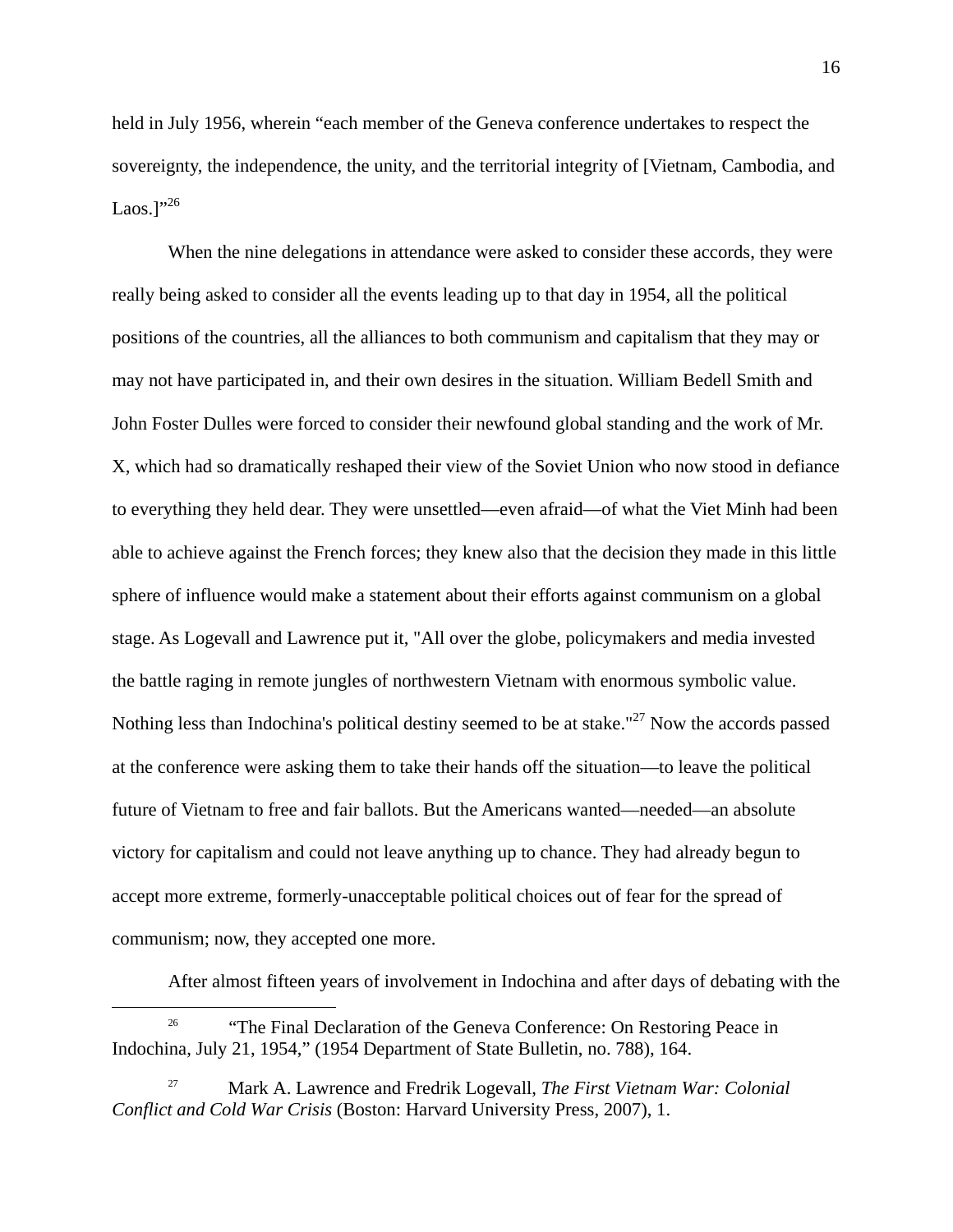held in July 1956, wherein "each member of the Geneva conference undertakes to respect the sovereignty, the independence, the unity, and the territorial integrity of [Vietnam, Cambodia, and Laos.]"[26]

When the nine delegations in attendance were asked to consider these accords, they were really being asked to consider all the events leading up to that day in 1954, all the political positions of the countries, all the alliances to both communism and capitalism that they may or may not have participated in, and their own desires in the situation. William Bedell Smith and John Foster Dulles were forced to consider their newfound global standing and the work of Mr. X, which had so dramatically reshaped their view of the Soviet Union who now stood in defiance to everything they held dear. They were unsettled—even afraid—of what the Viet Minh had been able to achieve against the French forces; they knew also that the decision they made in this little sphere of influence would make a statement about their efforts against communism on a global stage. As Logevall and Lawrence put it, "All over the globe, policymakers and media invested the battle raging in remote jungles of northwestern Vietnam with enormous symbolic value. Nothing less than Indochina's political destiny seemed to be at stake."[27] Now the accords passed at the conference were asking them to take their hands off the situation—to leave the political future of Vietnam to free and fair ballots. But the Americans wanted—needed—an absolute victory for capitalism and could not leave anything up to chance. They had already begun to accept more extreme, formerly-unacceptable political choices out of fear for the spread of communism; now, they accepted one more.

After almost fifteen years of involvement in Indochina and after days of debating with the

---

[26] "The Final Declaration of the Geneva Conference: On Restoring Peace in Indochina, July 21, 1954," (1954 Department of State Bulletin, no. 788), 164.

[27] Mark A. Lawrence and Fredrik Logevall, *The First Vietnam War: Colonial Conflict and Cold War Crisis* (Boston: Harvard University Press, 2007), 1.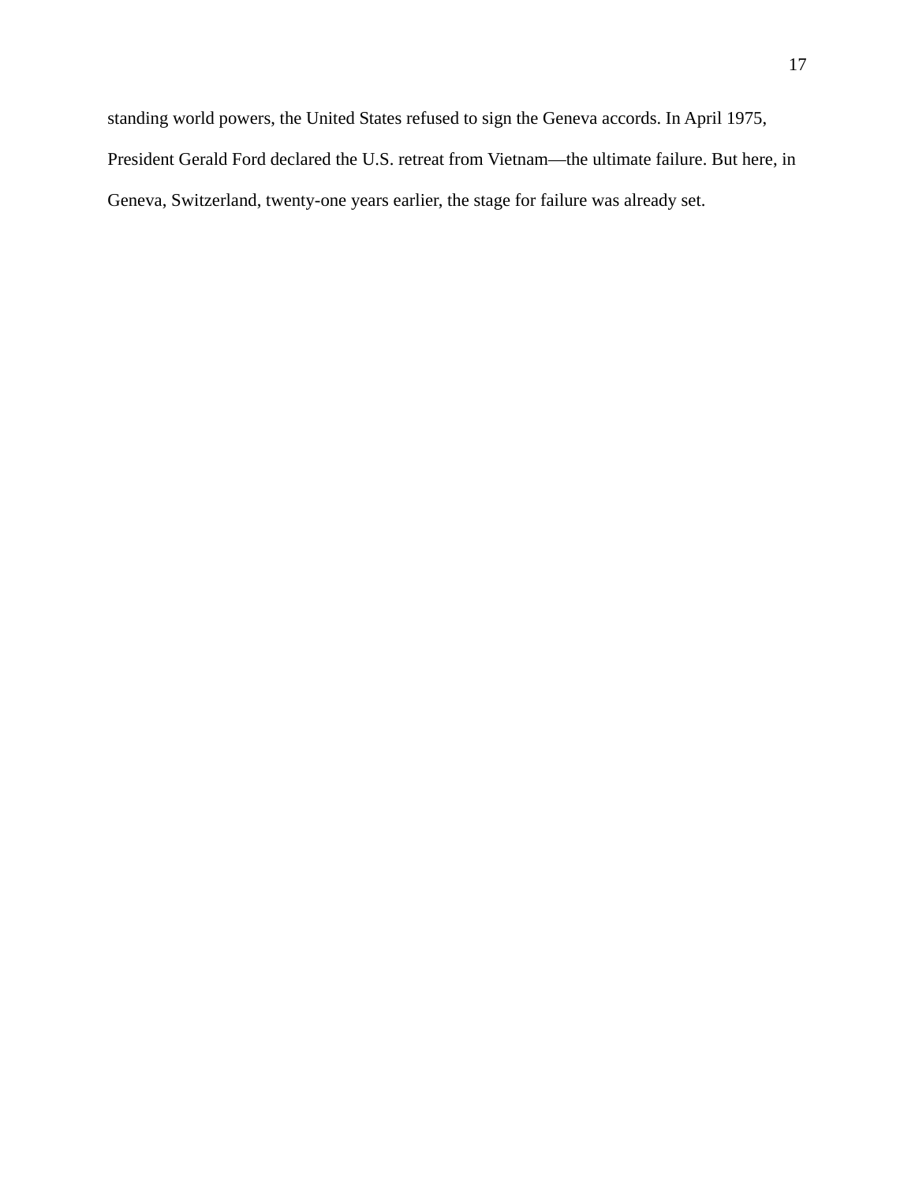standing world powers, the United States refused to sign the Geneva accords. In April 1975, President Gerald Ford declared the U.S. retreat from Vietnam—the ultimate failure. But here, in Geneva, Switzerland, twenty-one years earlier, the stage for failure was already set.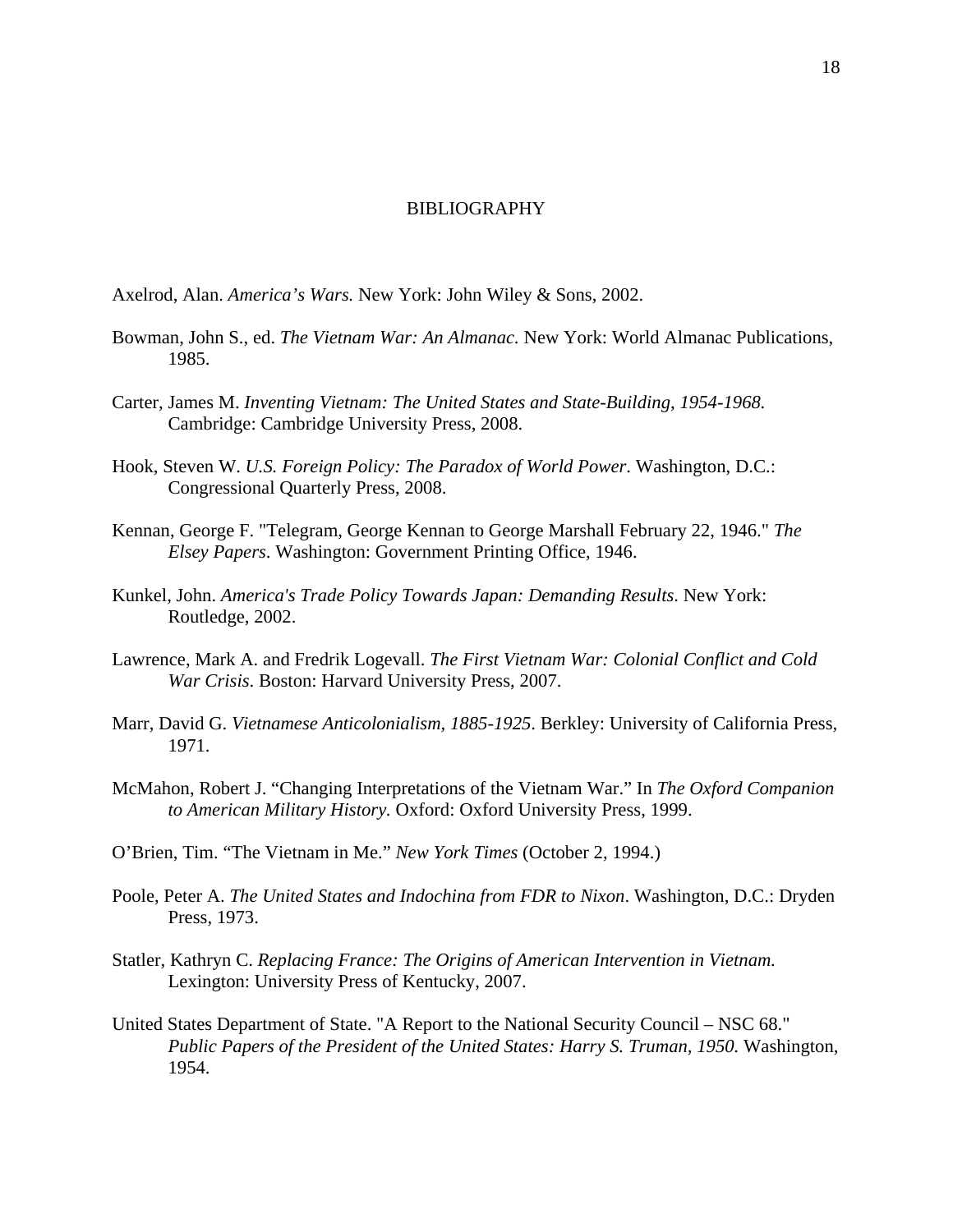# BIBLIOGRAPHY

Axelrod, Alan. *America's Wars.* New York: John Wiley & Sons, 2002.

Bowman, John S., ed. *The Vietnam War: An Almanac*. New York: World Almanac Publications, 1985.

Carter, James M. *Inventing Vietnam: The United States and State-Building, 1954-1968.* Cambridge: Cambridge University Press, 2008.

Hook, Steven W. *U.S. Foreign Policy: The Paradox of World Power*. Washington, D.C.: Congressional Quarterly Press, 2008.

Kennan, George F. "Telegram, George Kennan to George Marshall February 22, 1946." *The Elsey Papers*. Washington: Government Printing Office, 1946.

Kunkel, John. *America's Trade Policy Towards Japan: Demanding Results*. New York: Routledge, 2002.

Lawrence, Mark A. and Fredrik Logevall. *The First Vietnam War: Colonial Conflict and Cold War Crisis*. Boston: Harvard University Press, 2007.

Marr, David G. *Vietnamese Anticolonialism, 1885-1925*. Berkley: University of California Press, 1971.

McMahon, Robert J. "Changing Interpretations of the Vietnam War." In *The Oxford Companion to American Military History*. Oxford: Oxford University Press, 1999.

O'Brien, Tim. "The Vietnam in Me." *New York Times* (October 2, 1994.)

Poole, Peter A. *The United States and Indochina from FDR to Nixon*. Washington, D.C.: Dryden Press, 1973.

Statler, Kathryn C. *Replacing France: The Origins of American Intervention in Vietnam.* Lexington: University Press of Kentucky, 2007.

United States Department of State. "A Report to the National Security Council – NSC 68." *Public Papers of the President of the United States: Harry S. Truman, 1950.* Washington, 1954.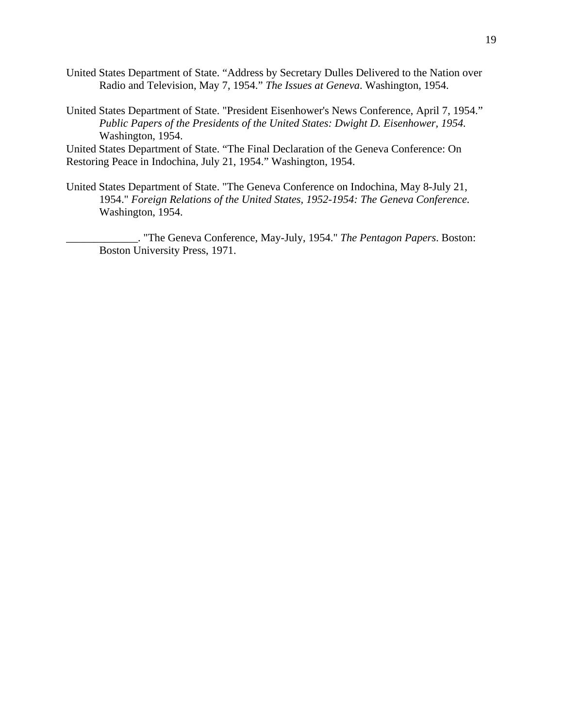United States Department of State. "Address by Secretary Dulles Delivered to the Nation over Radio and Television, May 7, 1954." *The Issues at Geneva*. Washington, 1954.

United States Department of State. "President Eisenhower's News Conference, April 7, 1954." *Public Papers of the Presidents of the United States: Dwight D. Eisenhower, 1954.* Washington, 1954.

United States Department of State. "The Final Declaration of the Geneva Conference: On Restoring Peace in Indochina, July 21, 1954." Washington, 1954.

United States Department of State. "The Geneva Conference on Indochina, May 8-July 21, 1954." *Foreign Relations of the United States, 1952-1954: The Geneva Conference.* Washington, 1954.

_____________. "The Geneva Conference, May-July, 1954." *The Pentagon Papers*. Boston: Boston University Press, 1971.